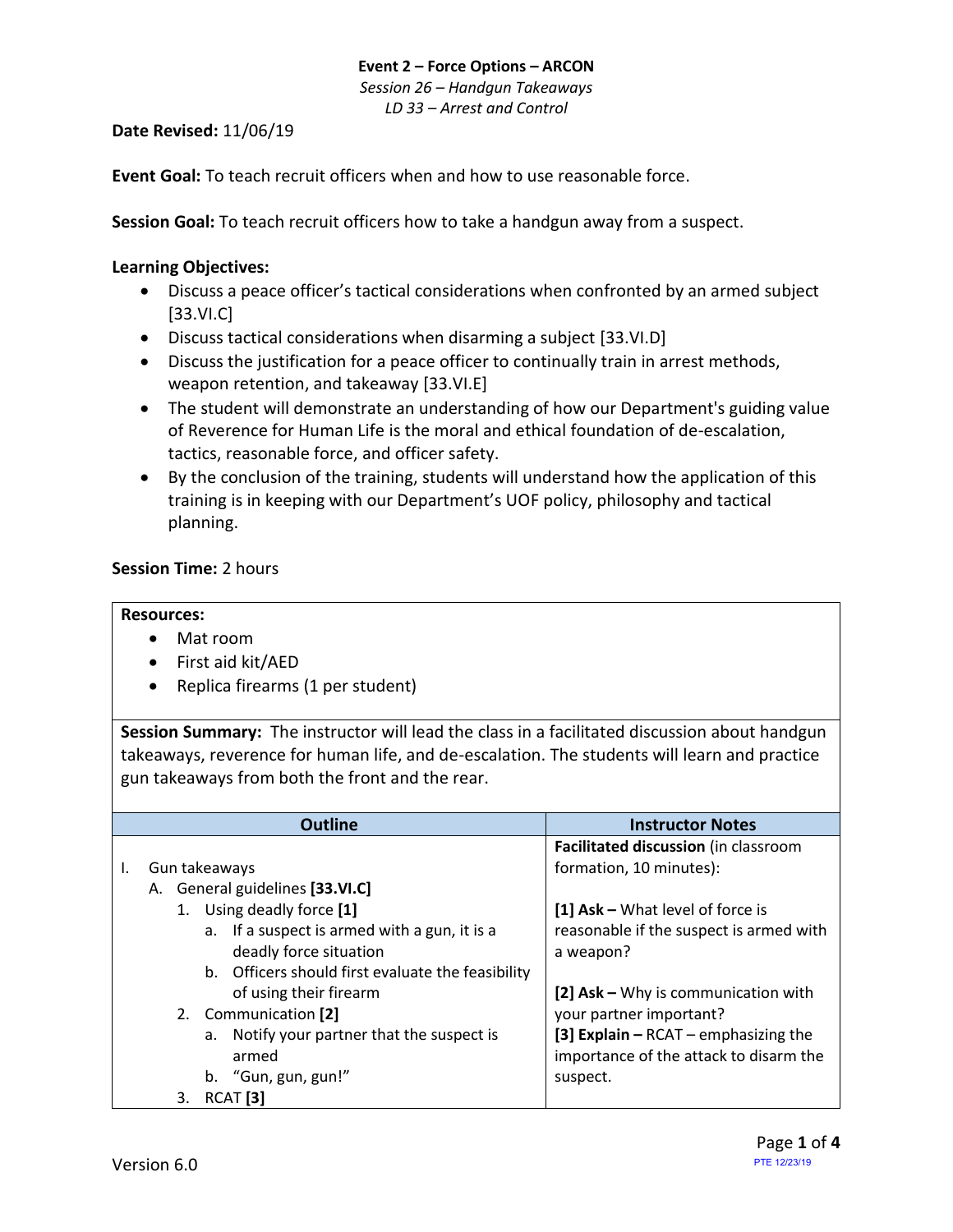**Event 2 – Force Options – ARCON**
*Session 26 – Handgun Takeaways*
*LD 33 – Arrest and Control*

**Date Revised:** 11/06/19

**Event Goal:** To teach recruit officers when and how to use reasonable force.

**Session Goal:** To teach recruit officers how to take a handgun away from a suspect.

**Learning Objectives:**

- Discuss a peace officer's tactical considerations when confronted by an armed subject [33.VI.C]
- Discuss tactical considerations when disarming a subject [33.VI.D]
- Discuss the justification for a peace officer to continually train in arrest methods, weapon retention, and takeaway [33.VI.E]
- The student will demonstrate an understanding of how our Department's guiding value of Reverence for Human Life is the moral and ethical foundation of de-escalation, tactics, reasonable force, and officer safety.
- By the conclusion of the training, students will understand how the application of this training is in keeping with our Department's UOF policy, philosophy and tactical planning.

**Session Time:** 2 hours

**Resources:**

- Mat room
- First aid kit/AED
- Replica firearms (1 per student)

**Session Summary:** The instructor will lead the class in a facilitated discussion about handgun takeaways, reverence for human life, and de-escalation. The students will learn and practice gun takeaways from both the front and the rear.

| Outline | Instructor Notes |
|---|---|
| I. Gun takeaways<br>A. General guidelines **[33.VI.C]**<br>1. Using deadly force **[1]**<br>a. If a suspect is armed with a gun, it is a deadly force situation<br>b. Officers should first evaluate the feasibility of using their firearm<br>2. Communication **[2]**<br>a. Notify your partner that the suspect is armed<br>b. "Gun, gun, gun!"<br>3. RCAT **[3]** | **Facilitated discussion** (in classroom formation, 10 minutes):<br><br>**[1] Ask –** What level of force is reasonable if the suspect is armed with a weapon?<br><br>**[2] Ask –** Why is communication with your partner important?<br>**[3] Explain –** RCAT – emphasizing the importance of the attack to disarm the suspect. |

Version 6.0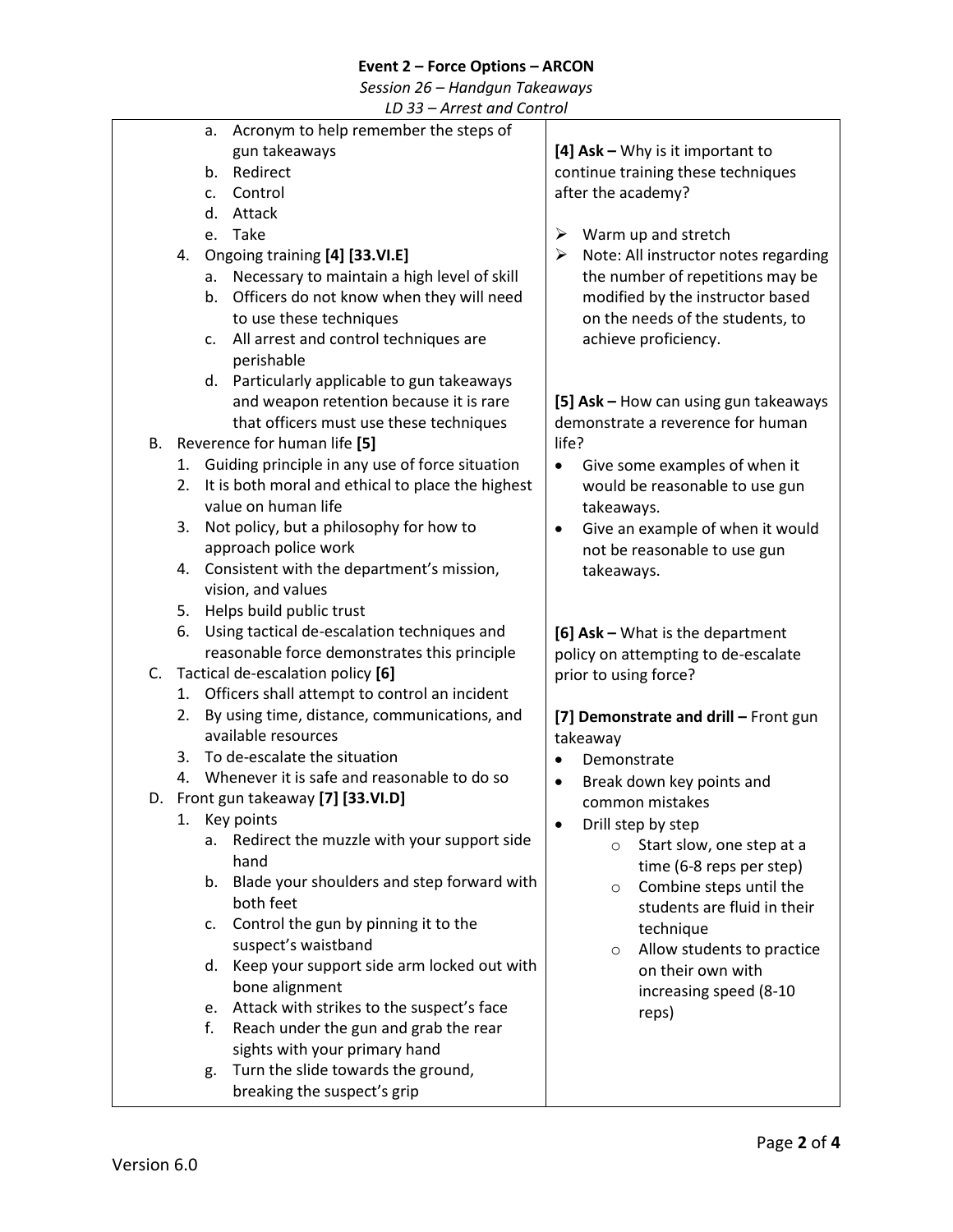**Event 2 – Force Options – ARCON**

*Session 26 – Handgun Takeaways*

*LD 33 – Arrest and Control*

| Content | Instructor Notes |
| --- | --- |
| a. Acronym to help remember the steps of gun takeaways<br>b. Redirect<br>c. Control<br>d. Attack<br>e. Take<br>4. Ongoing training **[4] [33.VI.E]**<br>a. Necessary to maintain a high level of skill<br>b. Officers do not know when they will need to use these techniques<br>c. All arrest and control techniques are perishable<br>d. Particularly applicable to gun takeaways and weapon retention because it is rare that officers must use these techniques | **[4] Ask –** Why is it important to continue training these techniques after the academy?<br><br>➢ Warm up and stretch<br>➢ Note: All instructor notes regarding the number of repetitions may be modified by the instructor based on the needs of the students, to achieve proficiency. |
| B. Reverence for human life **[5]**<br>1. Guiding principle in any use of force situation<br>2. It is both moral and ethical to place the highest value on human life<br>3. Not policy, but a philosophy for how to approach police work<br>4. Consistent with the department's mission, vision, and values<br>5. Helps build public trust<br>6. Using tactical de-escalation techniques and reasonable force demonstrates this principle | **[5] Ask –** How can using gun takeaways demonstrate a reverence for human life?<br>• Give some examples of when it would be reasonable to use gun takeaways.<br>• Give an example of when it would not be reasonable to use gun takeaways. |
| C. Tactical de-escalation policy **[6]**<br>1. Officers shall attempt to control an incident<br>2. By using time, distance, communications, and available resources<br>3. To de-escalate the situation<br>4. Whenever it is safe and reasonable to do so | **[6] Ask –** What is the department policy on attempting to de-escalate prior to using force? |
| D. Front gun takeaway **[7] [33.VI.D]**<br>1. Key points<br>a. Redirect the muzzle with your support side hand<br>b. Blade your shoulders and step forward with both feet<br>c. Control the gun by pinning it to the suspect's waistband<br>d. Keep your support side arm locked out with bone alignment<br>e. Attack with strikes to the suspect's face<br>f. Reach under the gun and grab the rear sights with your primary hand<br>g. Turn the slide towards the ground, breaking the suspect's grip | **[7] Demonstrate and drill –** Front gun takeaway<br>• Demonstrate<br>• Break down key points and common mistakes<br>• Drill step by step<br>  ○ Start slow, one step at a time (6-8 reps per step)<br>  ○ Combine steps until the students are fluid in their technique<br>  ○ Allow students to practice on their own with increasing speed (8-10 reps) |

Version 6.0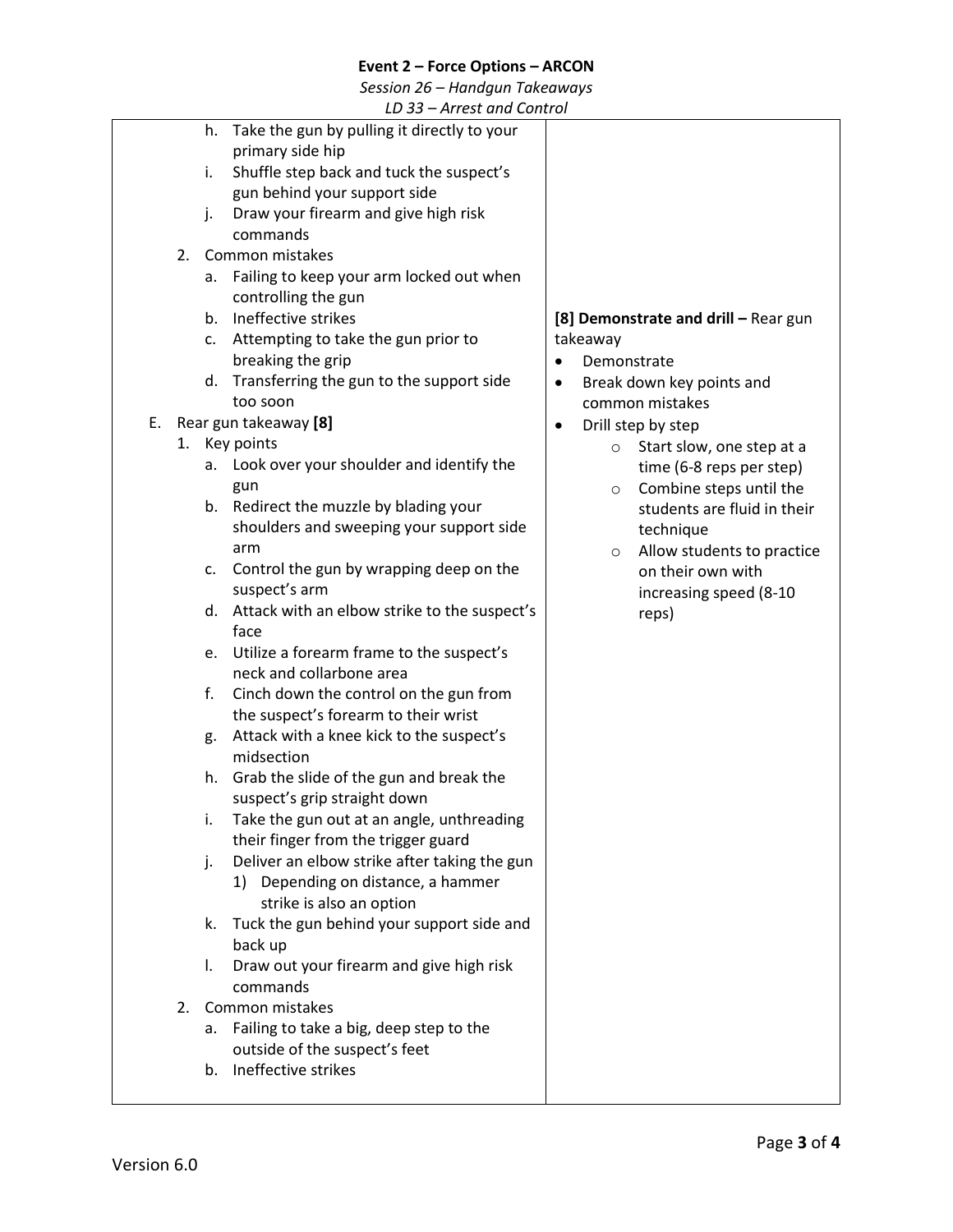**Event 2 – Force Options – ARCON**

*Session 26 – Handgun Takeaways*

*LD 33 – Arrest and Control*

| | |
|---|---|
| h. Take the gun by pulling it directly to your primary side hip<br>i. Shuffle step back and tuck the suspect's gun behind your support side<br>j. Draw your firearm and give high risk commands<br>2. Common mistakes<br>a. Failing to keep your arm locked out when controlling the gun<br>b. Ineffective strikes<br>c. Attempting to take the gun prior to breaking the grip<br>d. Transferring the gun to the support side too soon<br>E. Rear gun takeaway **[8]**<br>1. Key points<br>a. Look over your shoulder and identify the gun<br>b. Redirect the muzzle by blading your shoulders and sweeping your support side arm<br>c. Control the gun by wrapping deep on the suspect's arm<br>d. Attack with an elbow strike to the suspect's face<br>e. Utilize a forearm frame to the suspect's neck and collarbone area<br>f. Cinch down the control on the gun from the suspect's forearm to their wrist<br>g. Attack with a knee kick to the suspect's midsection<br>h. Grab the slide of the gun and break the suspect's grip straight down<br>i. Take the gun out at an angle, unthreading their finger from the trigger guard<br>j. Deliver an elbow strike after taking the gun<br>1) Depending on distance, a hammer strike is also an option<br>k. Tuck the gun behind your support side and back up<br>l. Draw out your firearm and give high risk commands<br>2. Common mistakes<br>a. Failing to take a big, deep step to the outside of the suspect's feet<br>b. Ineffective strikes | **[8] Demonstrate and drill –** Rear gun takeaway<br>• Demonstrate<br>• Break down key points and common mistakes<br>• Drill step by step<br>○ Start slow, one step at a time (6-8 reps per step)<br>○ Combine steps until the students are fluid in their technique<br>○ Allow students to practice on their own with increasing speed (8-10 reps) |

Version 6.0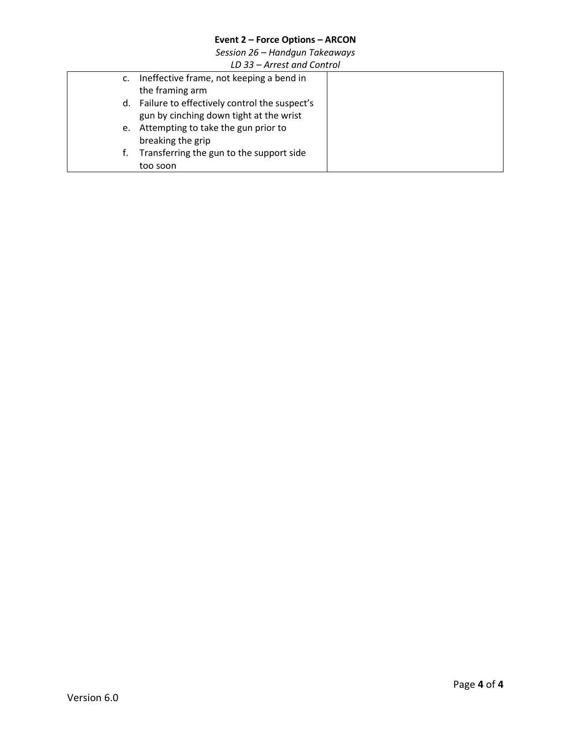| | |
|---|---|
| c. Ineffective frame, not keeping a bend in the framing arm<br>d. Failure to effectively control the suspect's gun by cinching down tight at the wrist<br>e. Attempting to take the gun prior to breaking the grip<br>f. Transferring the gun to the support side too soon | |

Version 6.0